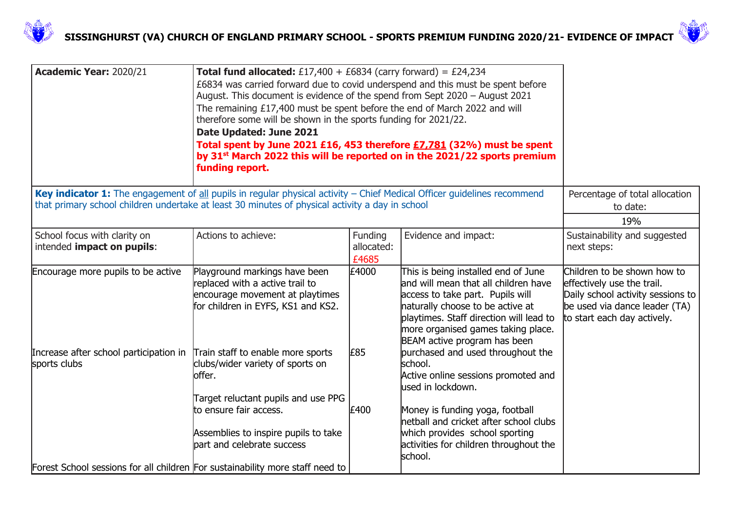# SISSINGHURST (VA) CHURCH OF ENGLAND PRIMARY SCHOOL - SPORTS PREMIUM FUNDING 2020/21- EVIDENCE OF IMPACT

| **Academic Year:** 2020/21 | **Total fund allocated:** £17,400 + £6834 (carry forward) = £24,234<br>£6834 was carried forward due to covid underspend and this must be spent before August. This document is evidence of the spend from Sept 2020 – August 2021<br>The remaining £17,400 must be spent before the end of March 2022 and will therefore some will be shown in the sports funding for 2021/22.<br>**Date Updated: June 2021**<br>**Total spent by June 2021 £16, 453 therefore £7,781 (32%) must be spent by 31st March 2022 this will be reported on in the 2021/22 sports premium funding report.** |
|---|---|

| **Key indicator 1:** The engagement of all pupils in regular physical activity – Chief Medical Officer guidelines recommend that primary school children undertake at least 30 minutes of physical activity a day in school | | | | Percentage of total allocation to date:<br>19% |
|---|---|---|---|---|
| School focus with clarity on intended **impact on pupils**: | Actions to achieve: | Funding allocated: £4685 | Evidence and impact: | Sustainability and suggested next steps: |
| Encourage more pupils to be active | Playground markings have been replaced with a active trail to encourage movement at playtimes for children in EYFS, KS1 and KS2. | £4000 | This is being installed end of June and will mean that all children have access to take part. Pupils will naturally choose to be active at playtimes. Staff direction will lead to more organised games taking place. | Children to be shown how to effectively use the trail.<br>Daily school activity sessions to be used via dance leader (TA) to start each day actively. |
| Increase after school participation in sports clubs | Train staff to enable more sports clubs/wider variety of sports on offer.<br><br>Target reluctant pupils and use PPG to ensure fair access.<br><br>Assemblies to inspire pupils to take part and celebrate success | £85<br><br><br>£400 | BEAM active program has been purchased and used throughout the school.<br>Active online sessions promoted and used in lockdown.<br><br>Money is funding yoga, football netball and cricket after school clubs which provides school sporting activities for children throughout the school. | |
| Forest School sessions for all children | For sustainability more staff need to | | | |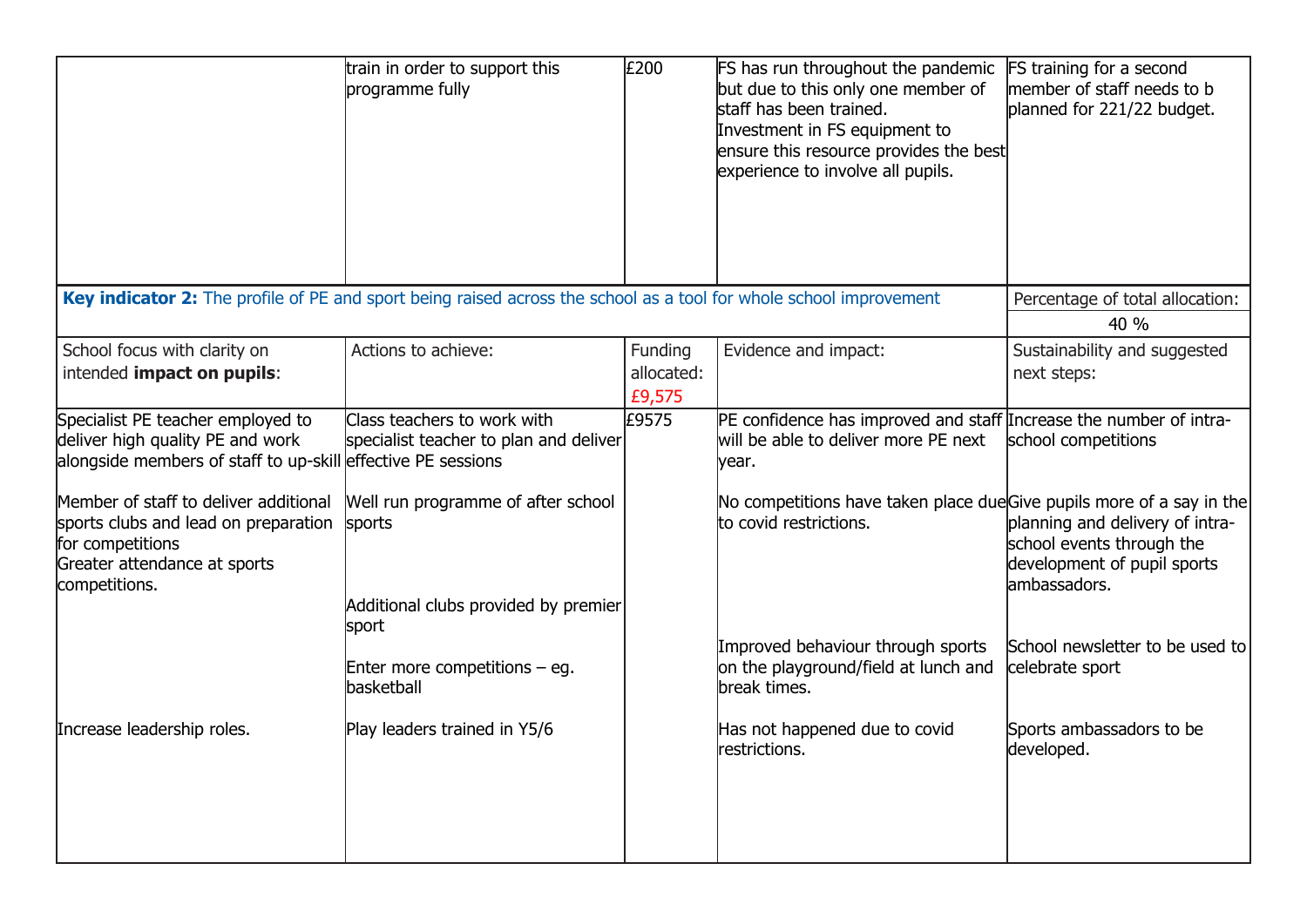| | | | | |
|---|---|---|---|---|
| | train in order to support this programme fully | £200 | FS has run throughout the pandemic but due to this only one member of staff has been trained.<br>Investment in FS equipment to ensure this resource provides the best experience to involve all pupils. | FS training for a second member of staff needs to b planned for 221/22 budget. |

| **Key indicator 2:** The profile of PE and sport being raised across the school as a tool for whole school improvement | | | | Percentage of total allocation:<br>40 % |
|---|---|---|---|---|
| School focus with clarity on intended **impact on pupils**: | Actions to achieve: | Funding allocated:<br>£9,575 | Evidence and impact: | Sustainability and suggested next steps: |
| Specialist PE teacher employed to deliver high quality PE and work alongside members of staff to up-skill | Class teachers to work with specialist teacher to plan and deliver effective PE sessions | £9575 | PE confidence has improved and staff will be able to deliver more PE next year. | Increase the number of intra-school competitions |
| Member of staff to deliver additional sports clubs and lead on preparation for competitions<br>Greater attendance at sports competitions. | Well run programme of after school sports<br><br>Additional clubs provided by premier sport<br><br>Enter more competitions – eg. basketball | | No competitions have taken place due to covid restrictions.<br><br>Improved behaviour through sports on the playground/field at lunch and break times. | Give pupils more of a say in the planning and delivery of intra-school events through the development of pupil sports ambassadors.<br><br>School newsletter to be used to celebrate sport |
| Increase leadership roles. | Play leaders trained in Y5/6 | | Has not happened due to covid restrictions. | Sports ambassadors to be developed. |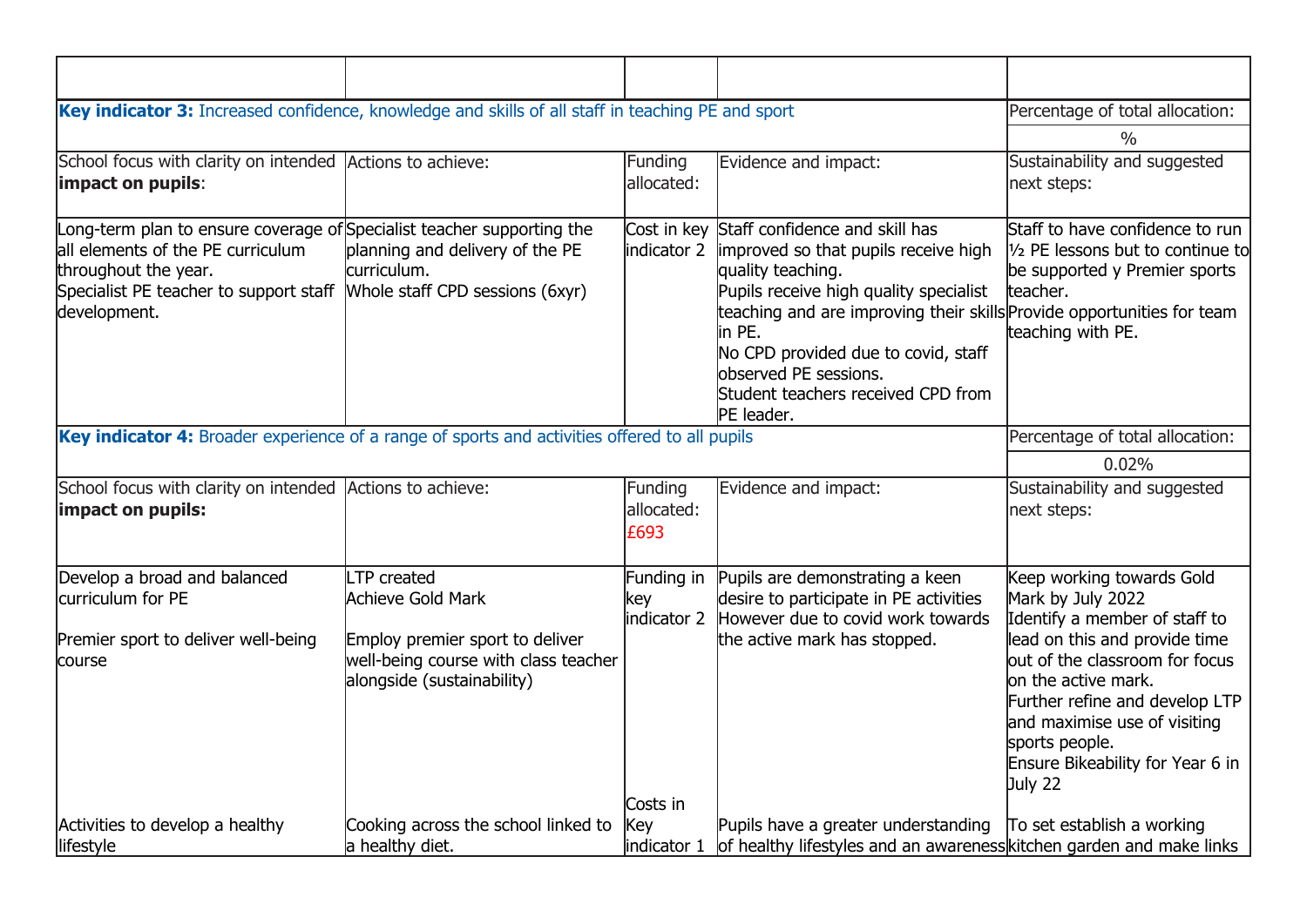| | | | | |
|---|---|---|---|---|
| **Key indicator 3:** Increased confidence, knowledge and skills of all staff in teaching PE and sport | | | | Percentage of total allocation: |
| | | | | % |
| School focus with clarity on intended **impact on pupils**: | Actions to achieve: | Funding allocated: | Evidence and impact: | Sustainability and suggested next steps: |
| Long-term plan to ensure coverage of all elements of the PE curriculum throughout the year.<br>Specialist PE teacher to support staff development. | Specialist teacher supporting the planning and delivery of the PE curriculum.<br>Whole staff CPD sessions (6xyr) | Cost in key indicator 2 | Staff confidence and skill has improved so that pupils receive high quality teaching.<br>Pupils receive high quality specialist teaching and are improving their skills in PE.<br>No CPD provided due to covid, staff observed PE sessions.<br>Student teachers received CPD from PE leader. | Staff to have confidence to run ½ PE lessons but to continue to be supported y Premier sports teacher.<br>Provide opportunities for team teaching with PE. |
| **Key indicator 4:** Broader experience of a range of sports and activities offered to all pupils | | | | Percentage of total allocation: |
| | | | | 0.02% |
| School focus with clarity on intended **impact on pupils:** | Actions to achieve: | Funding allocated:<br>£693 | Evidence and impact: | Sustainability and suggested next steps: |
| Develop a broad and balanced curriculum for PE<br><br>Premier sport to deliver well-being course | LTP created<br>Achieve Gold Mark<br><br>Employ premier sport to deliver well-being course with class teacher alongside (sustainability) | Funding in key indicator 2 | Pupils are demonstrating a keen desire to participate in PE activities However due to covid work towards the active mark has stopped. | Keep working towards Gold Mark by July 2022<br>Identify a member of staff to lead on this and provide time out of the classroom for focus on the active mark.<br>Further refine and develop LTP and maximise use of visiting sports people.<br>Ensure Bikeability for Year 6 in July 22 |
| Activities to develop a healthy lifestyle | Cooking across the school linked to a healthy diet. | Costs in Key indicator 1 | Pupils have a greater understanding of healthy lifestyles and an awareness | To set establish a working kitchen garden and make links |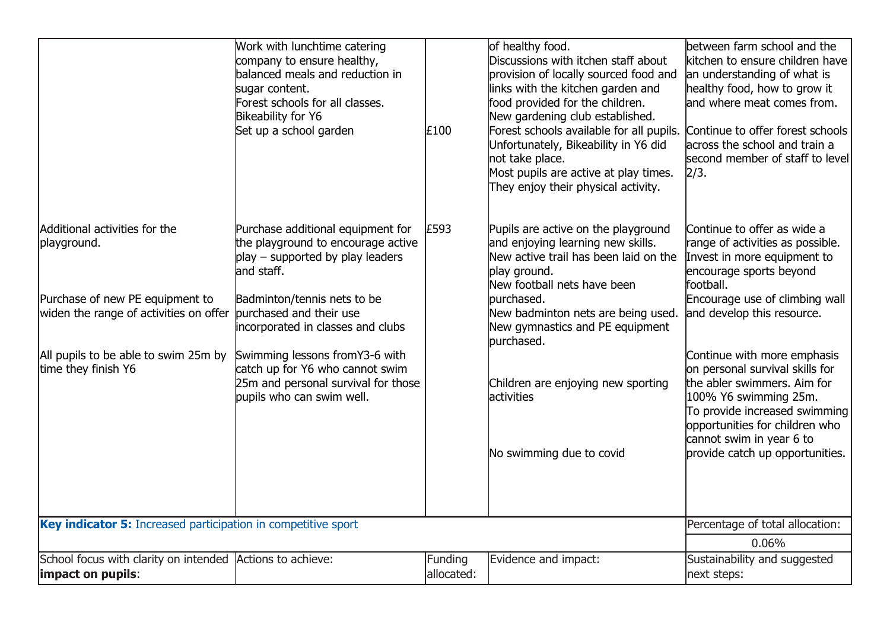| | | | | |
|---|---|---|---|---|
| | Work with lunchtime catering company to ensure healthy, balanced meals and reduction in sugar content.<br>Forest schools for all classes.<br>Bikeability for Y6<br>Set up a school garden | £100 | of healthy food.<br>Discussions with itchen staff about provision of locally sourced food and links with the kitchen garden and food provided for the children.<br>New gardening club established.<br>Forest schools available for all pupils.<br>Unfortunately, Bikeability in Y6 did not take place.<br>Most pupils are active at play times. They enjoy their physical activity. | between farm school and the kitchen to ensure children have an understanding of what is healthy food, how to grow it and where meat comes from.<br><br>Continue to offer forest schools across the school and train a second member of staff to level 2/3. |
| Additional activities for the playground.<br><br>Purchase of new PE equipment to widen the range of activities on offer<br><br>All pupils to be able to swim 25m by time they finish Y6 | Purchase additional equipment for the playground to encourage active play – supported by play leaders and staff.<br><br>Badminton/tennis nets to be purchased and their use incorporated in classes and clubs<br><br>Swimming lessons fromY3-6 with catch up for Y6 who cannot swim 25m and personal survival for those pupils who can swim well. | £593 | Pupils are active on the playground and enjoying learning new skills.<br>New active trail has been laid on the play ground.<br>New football nets have been purchased.<br>New badminton nets are being used.<br>New gymnastics and PE equipment purchased.<br><br>Children are enjoying new sporting activities<br><br>No swimming due to covid | Continue to offer as wide a range of activities as possible.<br>Invest in more equipment to encourage sports beyond football.<br>Encourage use of climbing wall and develop this resource.<br><br>Continue with more emphasis on personal survival skills for the abler swimmers. Aim for 100% Y6 swimming 25m.<br>To provide increased swimming opportunities for children who cannot swim in year 6 to provide catch up opportunities. |
| **Key indicator 5:** Increased participation in competitive sport | | | | Percentage of total allocation:<br>0.06% |
| School focus with clarity on intended **impact on pupils**: | Actions to achieve: | Funding allocated: | Evidence and impact: | Sustainability and suggested next steps: |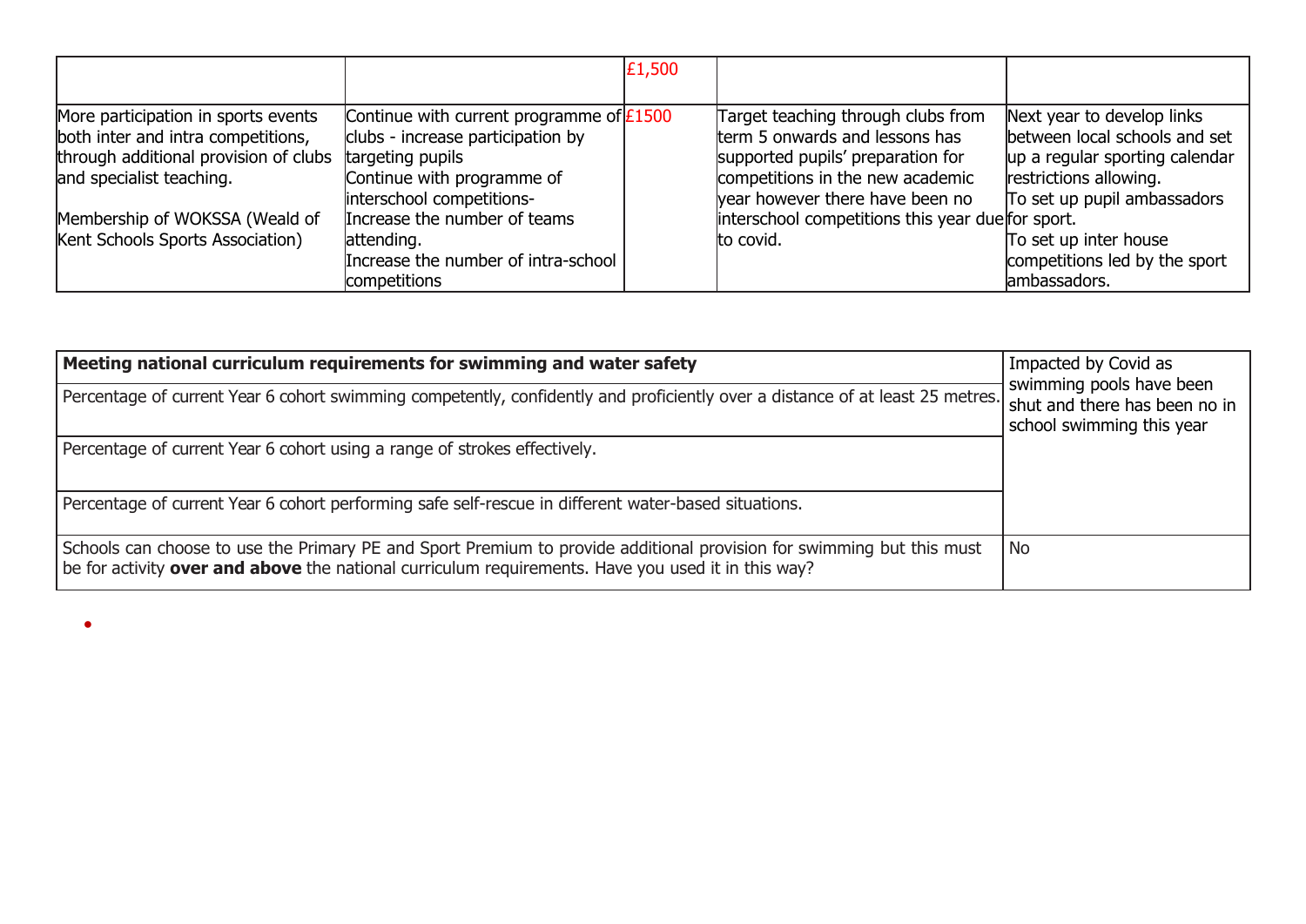| | | | | |
|---|---|---|---|---|
| | | £1,500 | | |
| More participation in sports events both inter and intra competitions, through additional provision of clubs and specialist teaching.<br><br>Membership of WOKSSA (Weald of Kent Schools Sports Association) | Continue with current programme of clubs - increase participation by targeting pupils<br>Continue with programme of interschool competitions-<br>Increase the number of teams attending.<br>Increase the number of intra-school competitions | £1500 | Target teaching through clubs from term 5 onwards and lessons has supported pupils' preparation for competitions in the new academic year however there have been no interschool competitions this year due to covid. | Next year to develop links between local schools and set up a regular sporting calendar restrictions allowing.<br>To set up pupil ambassadors for sport.<br>To set up inter house competitions led by the sport ambassadors. |

| **Meeting national curriculum requirements for swimming and water safety** | Impacted by Covid as swimming pools have been shut and there has been no in school swimming this year |
|---|---|
| Percentage of current Year 6 cohort swimming competently, confidently and proficiently over a distance of at least 25 metres. | |
| Percentage of current Year 6 cohort using a range of strokes effectively. | |
| Percentage of current Year 6 cohort performing safe self-rescue in different water-based situations. | |
| Schools can choose to use the Primary PE and Sport Premium to provide additional provision for swimming but this must be for activity **over and above** the national curriculum requirements. Have you used it in this way? | No |

-